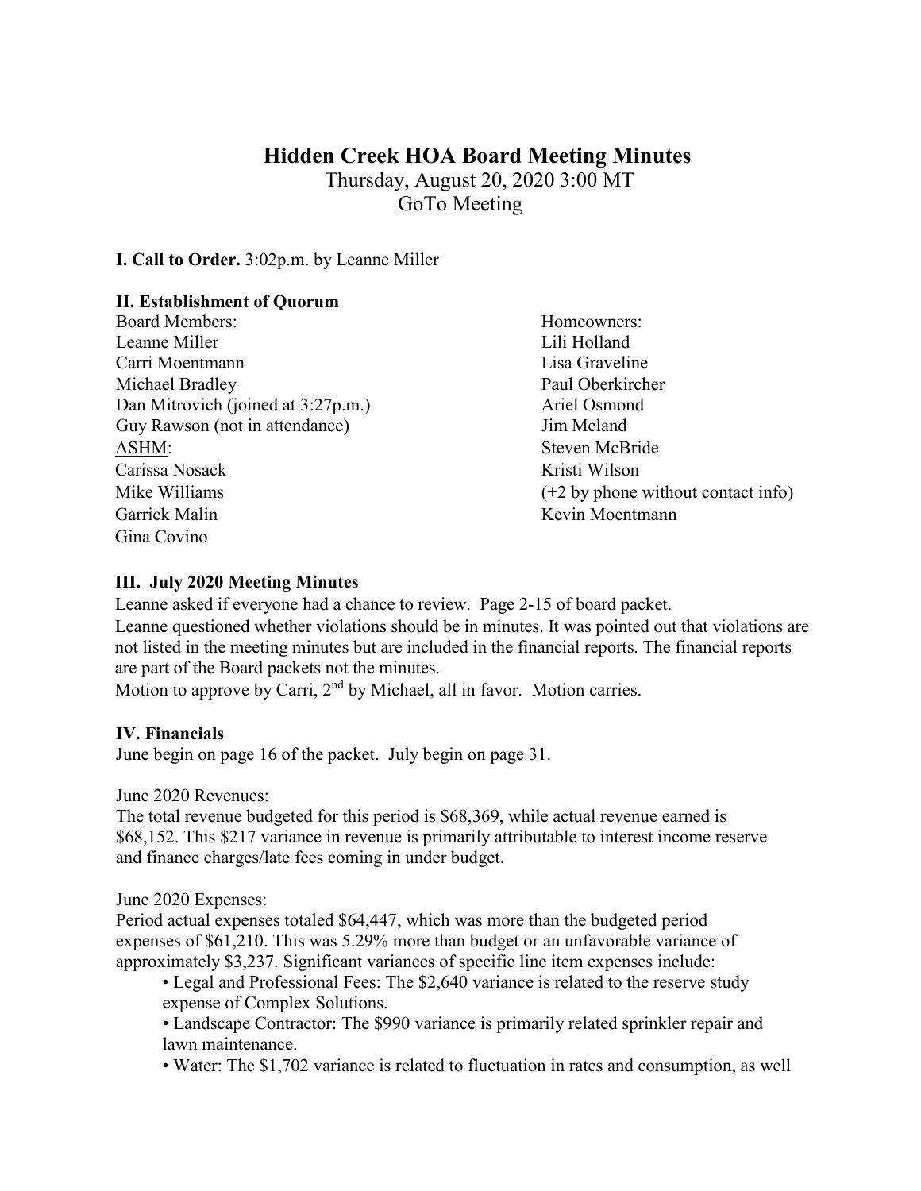# Hidden Creek HOA Board Meeting Minutes

Thursday, August 20, 2020 3:00 MT

GoTo Meeting

**I. Call to Order.** 3:02p.m. by Leanne Miller

**II. Establishment of Quorum**

Board Members:
Leanne Miller
Carri Moentmann
Michael Bradley
Dan Mitrovich (joined at 3:27p.m.)
Guy Rawson (not in attendance)

ASHM:
Carissa Nosack
Mike Williams
Garrick Malin
Gina Covino

Homeowners:
Lili Holland
Lisa Graveline
Paul Oberkircher
Ariel Osmond
Jim Meland
Steven McBride
Kristi Wilson
(+2 by phone without contact info)
Kevin Moentmann

**III. July 2020 Meeting Minutes**

Leanne asked if everyone had a chance to review. Page 2-15 of board packet.
Leanne questioned whether violations should be in minutes. It was pointed out that violations are not listed in the meeting minutes but are included in the financial reports. The financial reports are part of the Board packets not the minutes.
Motion to approve by Carri, 2nd by Michael, all in favor. Motion carries.

**IV. Financials**

June begin on page 16 of the packet. July begin on page 31.

June 2020 Revenues:

The total revenue budgeted for this period is $68,369, while actual revenue earned is $68,152. This $217 variance in revenue is primarily attributable to interest income reserve and finance charges/late fees coming in under budget.

June 2020 Expenses:

Period actual expenses totaled $64,447, which was more than the budgeted period expenses of $61,210. This was 5.29% more than budget or an unfavorable variance of approximately $3,237. Significant variances of specific line item expenses include:

- Legal and Professional Fees: The $2,640 variance is related to the reserve study expense of Complex Solutions.
- Landscape Contractor: The $990 variance is primarily related sprinkler repair and lawn maintenance.
- Water: The $1,702 variance is related to fluctuation in rates and consumption, as well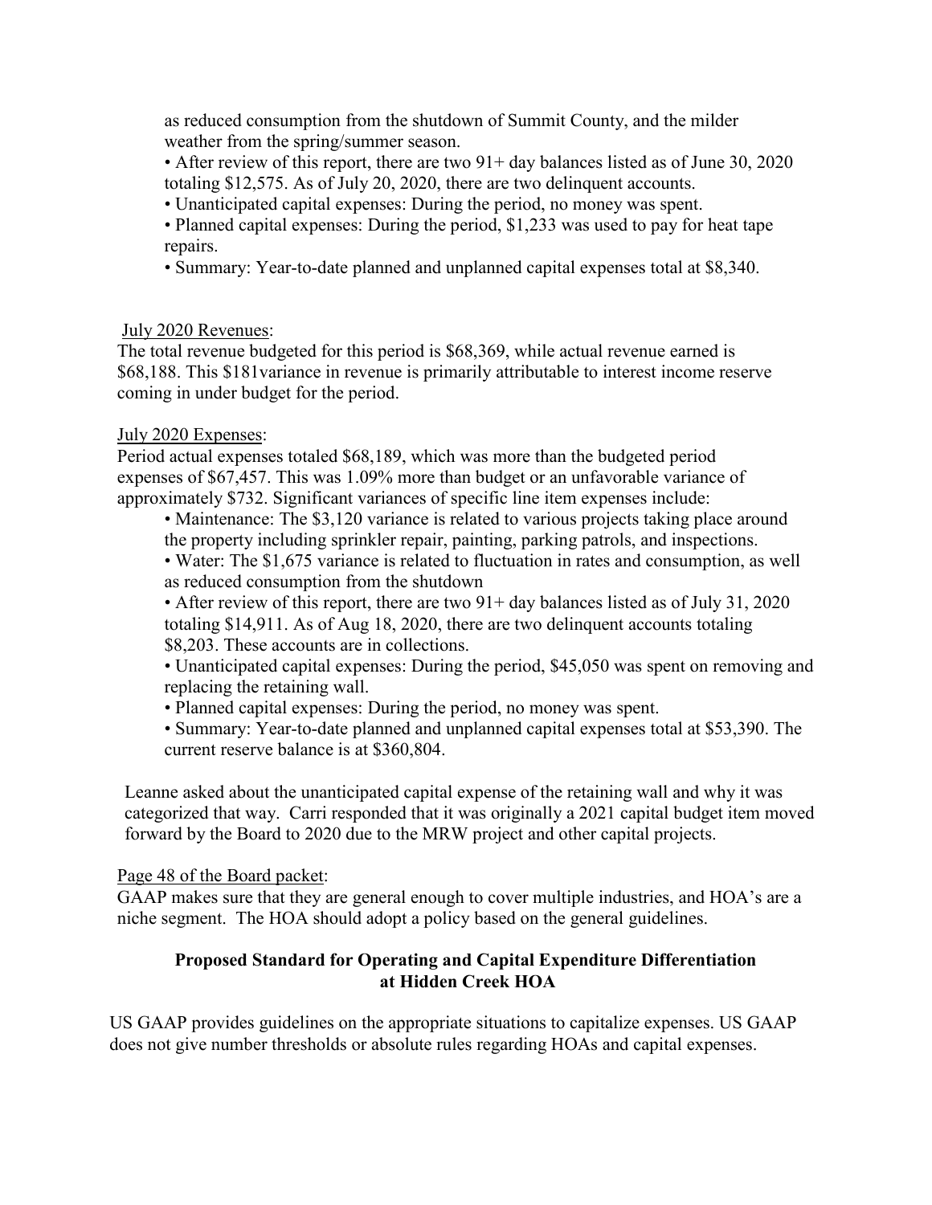as reduced consumption from the shutdown of Summit County, and the milder weather from the spring/summer season.

- After review of this report, there are two 91+ day balances listed as of June 30, 2020 totaling $12,575. As of July 20, 2020, there are two delinquent accounts.
- Unanticipated capital expenses: During the period, no money was spent.
- Planned capital expenses: During the period, $1,233 was used to pay for heat tape repairs.
- Summary: Year-to-date planned and unplanned capital expenses total at $8,340.

<u>July 2020 Revenues</u>:

The total revenue budgeted for this period is $68,369, while actual revenue earned is $68,188. This $181variance in revenue is primarily attributable to interest income reserve coming in under budget for the period.

<u>July 2020 Expenses</u>:

Period actual expenses totaled $68,189, which was more than the budgeted period expenses of $67,457. This was 1.09% more than budget or an unfavorable variance of approximately $732. Significant variances of specific line item expenses include:

- Maintenance: The $3,120 variance is related to various projects taking place around the property including sprinkler repair, painting, parking patrols, and inspections.
- Water: The $1,675 variance is related to fluctuation in rates and consumption, as well as reduced consumption from the shutdown
- After review of this report, there are two 91+ day balances listed as of July 31, 2020 totaling $14,911. As of Aug 18, 2020, there are two delinquent accounts totaling $8,203. These accounts are in collections.
- Unanticipated capital expenses: During the period, $45,050 was spent on removing and replacing the retaining wall.
- Planned capital expenses: During the period, no money was spent.
- Summary: Year-to-date planned and unplanned capital expenses total at $53,390. The current reserve balance is at $360,804.

Leanne asked about the unanticipated capital expense of the retaining wall and why it was categorized that way. Carri responded that it was originally a 2021 capital budget item moved forward by the Board to 2020 due to the MRW project and other capital projects.

<u>Page 48 of the Board packet</u>:

GAAP makes sure that they are general enough to cover multiple industries, and HOA's are a niche segment. The HOA should adopt a policy based on the general guidelines.

**Proposed Standard for Operating and Capital Expenditure Differentiation at Hidden Creek HOA**

US GAAP provides guidelines on the appropriate situations to capitalize expenses. US GAAP does not give number thresholds or absolute rules regarding HOAs and capital expenses.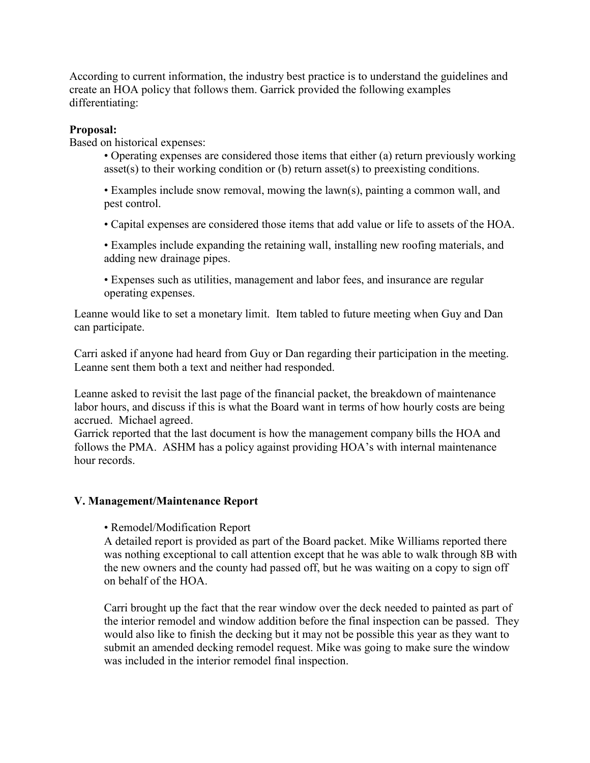According to current information, the industry best practice is to understand the guidelines and create an HOA policy that follows them. Garrick provided the following examples differentiating:

**Proposal:**

Based on historical expenses:

- Operating expenses are considered those items that either (a) return previously working asset(s) to their working condition or (b) return asset(s) to preexisting conditions.
- Examples include snow removal, mowing the lawn(s), painting a common wall, and pest control.
- Capital expenses are considered those items that add value or life to assets of the HOA.
- Examples include expanding the retaining wall, installing new roofing materials, and adding new drainage pipes.
- Expenses such as utilities, management and labor fees, and insurance are regular operating expenses.

Leanne would like to set a monetary limit. Item tabled to future meeting when Guy and Dan can participate.

Carri asked if anyone had heard from Guy or Dan regarding their participation in the meeting. Leanne sent them both a text and neither had responded.

Leanne asked to revisit the last page of the financial packet, the breakdown of maintenance labor hours, and discuss if this is what the Board want in terms of how hourly costs are being accrued. Michael agreed.

Garrick reported that the last document is how the management company bills the HOA and follows the PMA. ASHM has a policy against providing HOA's with internal maintenance hour records.

## V. Management/Maintenance Report

- Remodel/Modification Report

A detailed report is provided as part of the Board packet. Mike Williams reported there was nothing exceptional to call attention except that he was able to walk through 8B with the new owners and the county had passed off, but he was waiting on a copy to sign off on behalf of the HOA.

Carri brought up the fact that the rear window over the deck needed to painted as part of the interior remodel and window addition before the final inspection can be passed. They would also like to finish the decking but it may not be possible this year as they want to submit an amended decking remodel request. Mike was going to make sure the window was included in the interior remodel final inspection.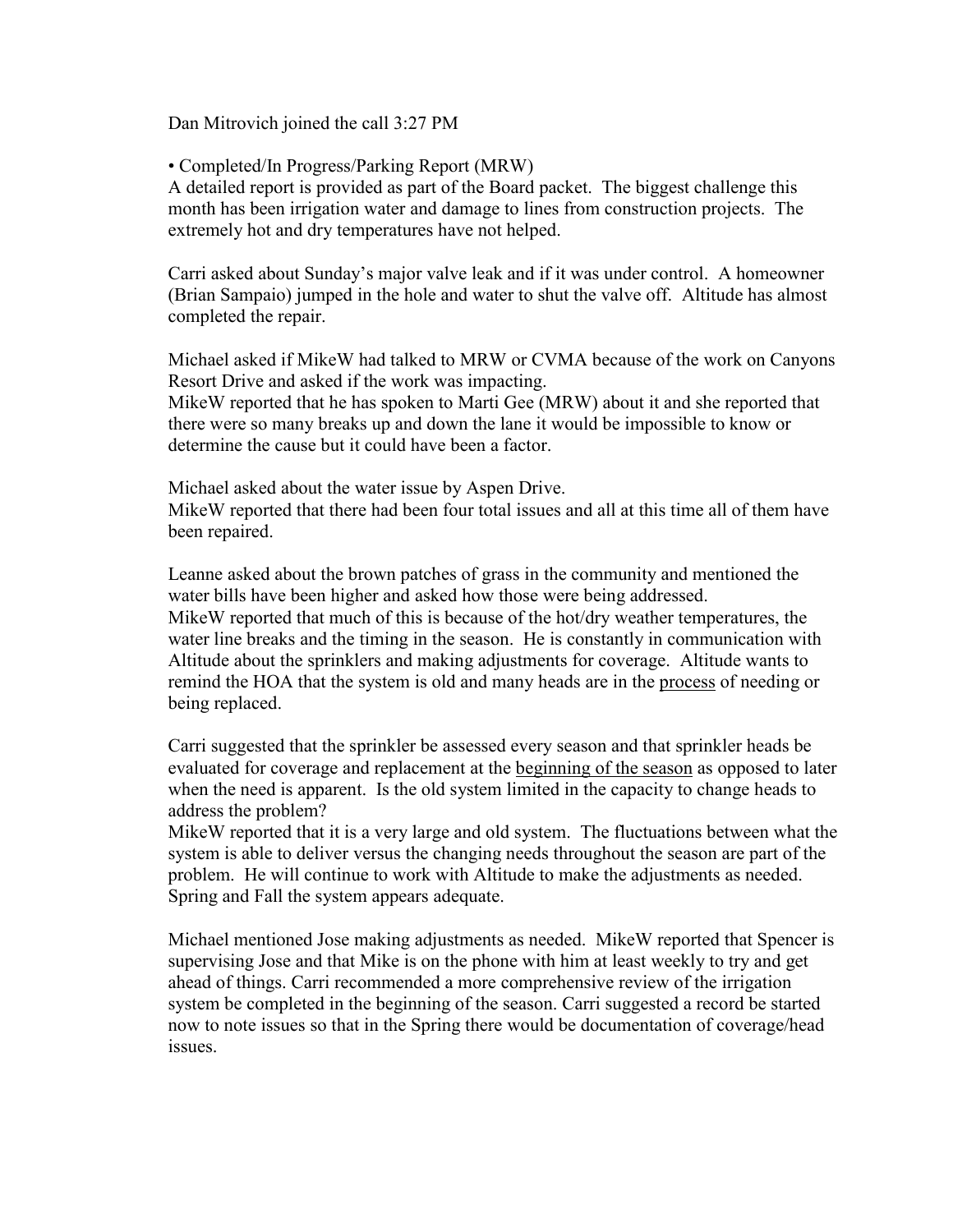Dan Mitrovich joined the call 3:27 PM

• Completed/In Progress/Parking Report (MRW)
A detailed report is provided as part of the Board packet. The biggest challenge this month has been irrigation water and damage to lines from construction projects. The extremely hot and dry temperatures have not helped.

Carri asked about Sunday's major valve leak and if it was under control. A homeowner (Brian Sampaio) jumped in the hole and water to shut the valve off. Altitude has almost completed the repair.

Michael asked if MikeW had talked to MRW or CVMA because of the work on Canyons Resort Drive and asked if the work was impacting.
MikeW reported that he has spoken to Marti Gee (MRW) about it and she reported that there were so many breaks up and down the lane it would be impossible to know or determine the cause but it could have been a factor.

Michael asked about the water issue by Aspen Drive.
MikeW reported that there had been four total issues and all at this time all of them have been repaired.

Leanne asked about the brown patches of grass in the community and mentioned the water bills have been higher and asked how those were being addressed.
MikeW reported that much of this is because of the hot/dry weather temperatures, the water line breaks and the timing in the season. He is constantly in communication with Altitude about the sprinklers and making adjustments for coverage. Altitude wants to remind the HOA that the system is old and many heads are in the <u>process</u> of needing or being replaced.

Carri suggested that the sprinkler be assessed every season and that sprinkler heads be evaluated for coverage and replacement at the <u>beginning of the season</u> as opposed to later when the need is apparent. Is the old system limited in the capacity to change heads to address the problem?
MikeW reported that it is a very large and old system. The fluctuations between what the system is able to deliver versus the changing needs throughout the season are part of the problem. He will continue to work with Altitude to make the adjustments as needed. Spring and Fall the system appears adequate.

Michael mentioned Jose making adjustments as needed. MikeW reported that Spencer is supervising Jose and that Mike is on the phone with him at least weekly to try and get ahead of things. Carri recommended a more comprehensive review of the irrigation system be completed in the beginning of the season. Carri suggested a record be started now to note issues so that in the Spring there would be documentation of coverage/head issues.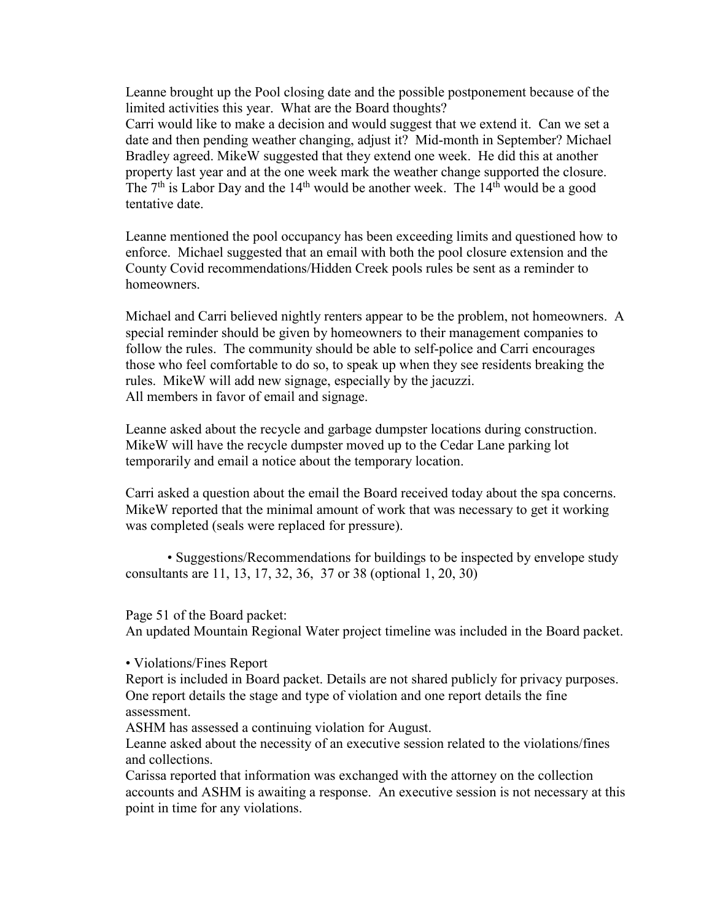Leanne brought up the Pool closing date and the possible postponement because of the limited activities this year. What are the Board thoughts?
Carri would like to make a decision and would suggest that we extend it. Can we set a date and then pending weather changing, adjust it? Mid-month in September? Michael Bradley agreed. MikeW suggested that they extend one week. He did this at another property last year and at the one week mark the weather change supported the closure. The 7th is Labor Day and the 14th would be another week. The 14th would be a good tentative date.

Leanne mentioned the pool occupancy has been exceeding limits and questioned how to enforce. Michael suggested that an email with both the pool closure extension and the County Covid recommendations/Hidden Creek pools rules be sent as a reminder to homeowners.

Michael and Carri believed nightly renters appear to be the problem, not homeowners. A special reminder should be given by homeowners to their management companies to follow the rules. The community should be able to self-police and Carri encourages those who feel comfortable to do so, to speak up when they see residents breaking the rules. MikeW will add new signage, especially by the jacuzzi.
All members in favor of email and signage.

Leanne asked about the recycle and garbage dumpster locations during construction. MikeW will have the recycle dumpster moved up to the Cedar Lane parking lot temporarily and email a notice about the temporary location.

Carri asked a question about the email the Board received today about the spa concerns. MikeW reported that the minimal amount of work that was necessary to get it working was completed (seals were replaced for pressure).

• Suggestions/Recommendations for buildings to be inspected by envelope study consultants are 11, 13, 17, 32, 36, 37 or 38 (optional 1, 20, 30)

Page 51 of the Board packet:
An updated Mountain Regional Water project timeline was included in the Board packet.

• Violations/Fines Report
Report is included in Board packet. Details are not shared publicly for privacy purposes. One report details the stage and type of violation and one report details the fine assessment.
ASHM has assessed a continuing violation for August.
Leanne asked about the necessity of an executive session related to the violations/fines and collections.
Carissa reported that information was exchanged with the attorney on the collection accounts and ASHM is awaiting a response. An executive session is not necessary at this point in time for any violations.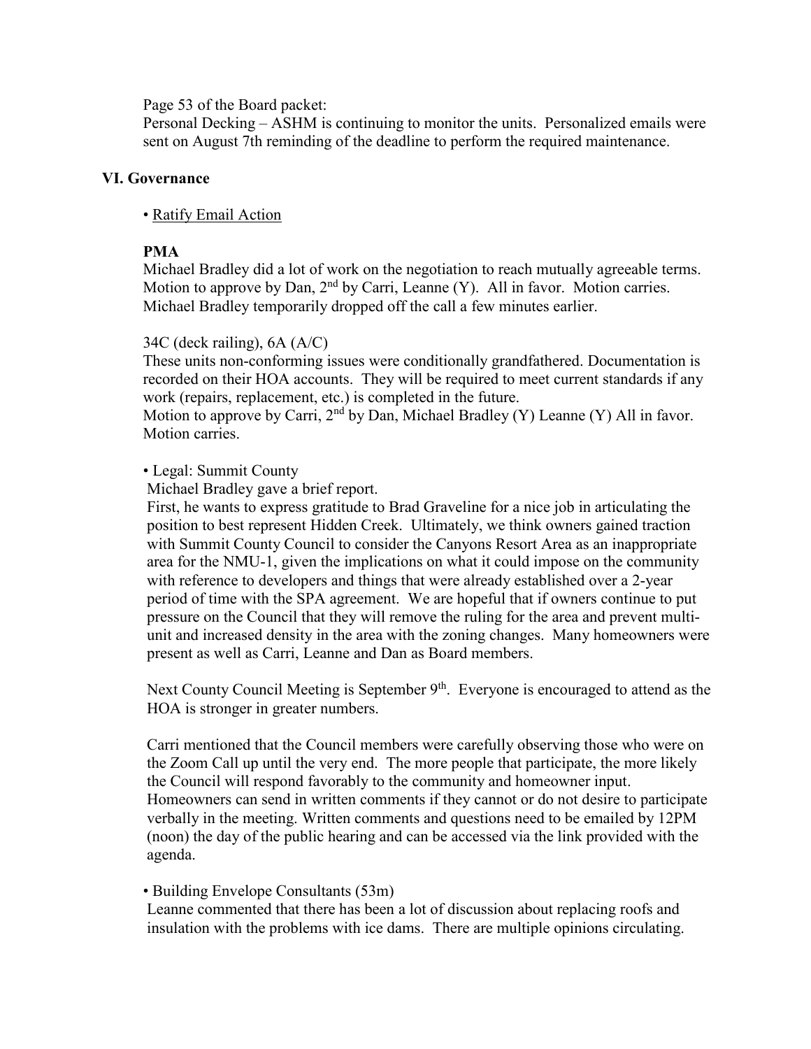Page 53 of the Board packet:

Personal Decking – ASHM is continuing to monitor the units. Personalized emails were sent on August 7th reminding of the deadline to perform the required maintenance.

## VI. Governance

• Ratify Email Action

**PMA**

Michael Bradley did a lot of work on the negotiation to reach mutually agreeable terms. Motion to approve by Dan, 2nd by Carri, Leanne (Y). All in favor. Motion carries. Michael Bradley temporarily dropped off the call a few minutes earlier.

34C (deck railing), 6A (A/C)

These units non-conforming issues were conditionally grandfathered. Documentation is recorded on their HOA accounts. They will be required to meet current standards if any work (repairs, replacement, etc.) is completed in the future.

Motion to approve by Carri, 2nd by Dan, Michael Bradley (Y) Leanne (Y) All in favor. Motion carries.

• Legal: Summit County

Michael Bradley gave a brief report.

First, he wants to express gratitude to Brad Graveline for a nice job in articulating the position to best represent Hidden Creek. Ultimately, we think owners gained traction with Summit County Council to consider the Canyons Resort Area as an inappropriate area for the NMU-1, given the implications on what it could impose on the community with reference to developers and things that were already established over a 2-year period of time with the SPA agreement. We are hopeful that if owners continue to put pressure on the Council that they will remove the ruling for the area and prevent multi-unit and increased density in the area with the zoning changes. Many homeowners were present as well as Carri, Leanne and Dan as Board members.

Next County Council Meeting is September 9th. Everyone is encouraged to attend as the HOA is stronger in greater numbers.

Carri mentioned that the Council members were carefully observing those who were on the Zoom Call up until the very end. The more people that participate, the more likely the Council will respond favorably to the community and homeowner input. Homeowners can send in written comments if they cannot or do not desire to participate verbally in the meeting. Written comments and questions need to be emailed by 12PM (noon) the day of the public hearing and can be accessed via the link provided with the agenda.

• Building Envelope Consultants (53m)

Leanne commented that there has been a lot of discussion about replacing roofs and insulation with the problems with ice dams. There are multiple opinions circulating.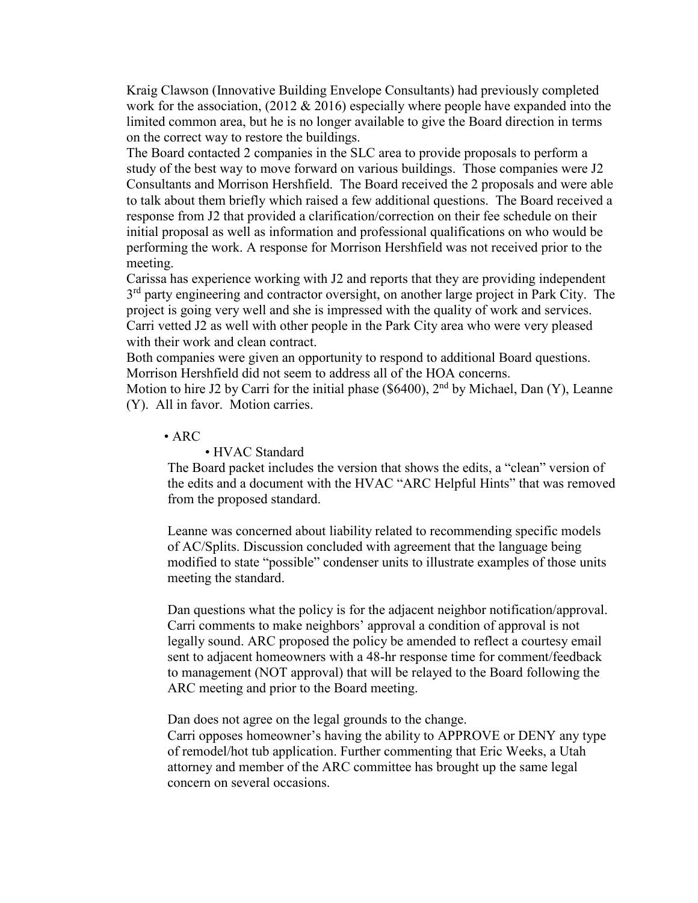Kraig Clawson (Innovative Building Envelope Consultants) had previously completed work for the association, (2012 & 2016) especially where people have expanded into the limited common area, but he is no longer available to give the Board direction in terms on the correct way to restore the buildings.

The Board contacted 2 companies in the SLC area to provide proposals to perform a study of the best way to move forward on various buildings. Those companies were J2 Consultants and Morrison Hershfield. The Board received the 2 proposals and were able to talk about them briefly which raised a few additional questions. The Board received a response from J2 that provided a clarification/correction on their fee schedule on their initial proposal as well as information and professional qualifications on who would be performing the work. A response for Morrison Hershfield was not received prior to the meeting.

Carissa has experience working with J2 and reports that they are providing independent 3rd party engineering and contractor oversight, on another large project in Park City. The project is going very well and she is impressed with the quality of work and services. Carri vetted J2 as well with other people in the Park City area who were very pleased with their work and clean contract.

Both companies were given an opportunity to respond to additional Board questions. Morrison Hershfield did not seem to address all of the HOA concerns.

Motion to hire J2 by Carri for the initial phase ($6400), 2nd by Michael, Dan (Y), Leanne (Y). All in favor. Motion carries.

- ARC
  - HVAC Standard

The Board packet includes the version that shows the edits, a "clean" version of the edits and a document with the HVAC "ARC Helpful Hints" that was removed from the proposed standard.

Leanne was concerned about liability related to recommending specific models of AC/Splits. Discussion concluded with agreement that the language being modified to state "possible" condenser units to illustrate examples of those units meeting the standard.

Dan questions what the policy is for the adjacent neighbor notification/approval. Carri comments to make neighbors' approval a condition of approval is not legally sound. ARC proposed the policy be amended to reflect a courtesy email sent to adjacent homeowners with a 48-hr response time for comment/feedback to management (NOT approval) that will be relayed to the Board following the ARC meeting and prior to the Board meeting.

Dan does not agree on the legal grounds to the change.
Carri opposes homeowner's having the ability to APPROVE or DENY any type of remodel/hot tub application. Further commenting that Eric Weeks, a Utah attorney and member of the ARC committee has brought up the same legal concern on several occasions.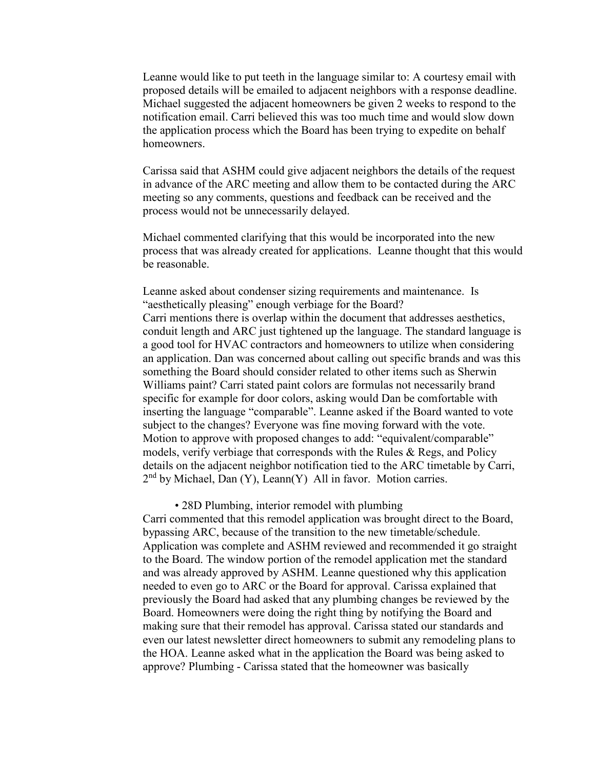Leanne would like to put teeth in the language similar to: A courtesy email with proposed details will be emailed to adjacent neighbors with a response deadline. Michael suggested the adjacent homeowners be given 2 weeks to respond to the notification email. Carri believed this was too much time and would slow down the application process which the Board has been trying to expedite on behalf homeowners.

Carissa said that ASHM could give adjacent neighbors the details of the request in advance of the ARC meeting and allow them to be contacted during the ARC meeting so any comments, questions and feedback can be received and the process would not be unnecessarily delayed.

Michael commented clarifying that this would be incorporated into the new process that was already created for applications. Leanne thought that this would be reasonable.

Leanne asked about condenser sizing requirements and maintenance. Is "aesthetically pleasing" enough verbiage for the Board?
Carri mentions there is overlap within the document that addresses aesthetics, conduit length and ARC just tightened up the language. The standard language is a good tool for HVAC contractors and homeowners to utilize when considering an application. Dan was concerned about calling out specific brands and was this something the Board should consider related to other items such as Sherwin Williams paint? Carri stated paint colors are formulas not necessarily brand specific for example for door colors, asking would Dan be comfortable with inserting the language "comparable". Leanne asked if the Board wanted to vote subject to the changes? Everyone was fine moving forward with the vote. Motion to approve with proposed changes to add: "equivalent/comparable" models, verify verbiage that corresponds with the Rules & Regs, and Policy details on the adjacent neighbor notification tied to the ARC timetable by Carri, 2nd by Michael, Dan (Y), Leann(Y) All in favor. Motion carries.

- 28D Plumbing, interior remodel with plumbing

Carri commented that this remodel application was brought direct to the Board, bypassing ARC, because of the transition to the new timetable/schedule. Application was complete and ASHM reviewed and recommended it go straight to the Board. The window portion of the remodel application met the standard and was already approved by ASHM. Leanne questioned why this application needed to even go to ARC or the Board for approval. Carissa explained that previously the Board had asked that any plumbing changes be reviewed by the Board. Homeowners were doing the right thing by notifying the Board and making sure that their remodel has approval. Carissa stated our standards and even our latest newsletter direct homeowners to submit any remodeling plans to the HOA. Leanne asked what in the application the Board was being asked to approve? Plumbing - Carissa stated that the homeowner was basically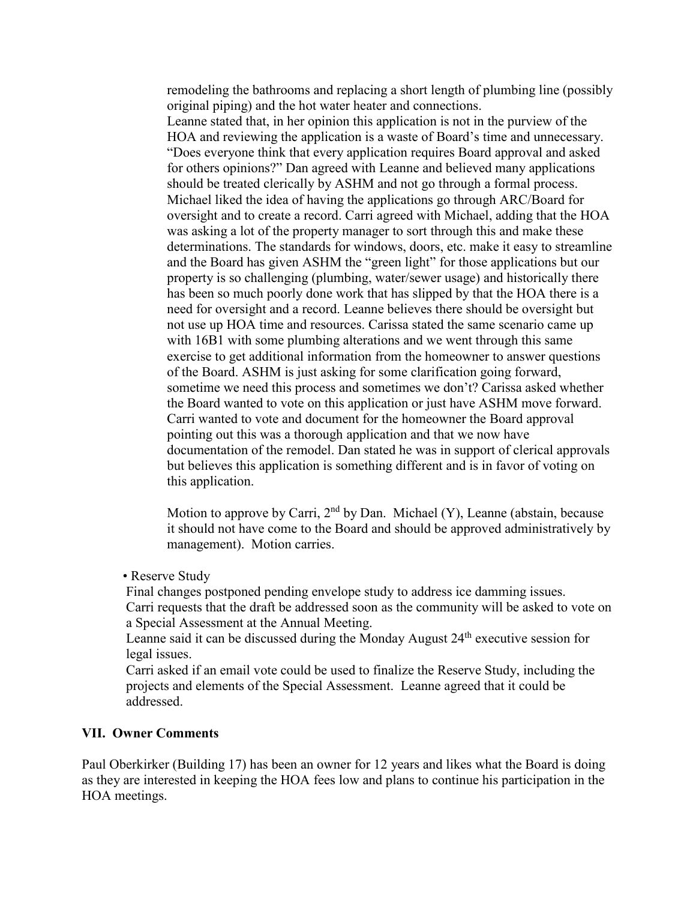remodeling the bathrooms and replacing a short length of plumbing line (possibly original piping) and the hot water heater and connections.
Leanne stated that, in her opinion this application is not in the purview of the HOA and reviewing the application is a waste of Board's time and unnecessary. "Does everyone think that every application requires Board approval and asked for others opinions?" Dan agreed with Leanne and believed many applications should be treated clerically by ASHM and not go through a formal process. Michael liked the idea of having the applications go through ARC/Board for oversight and to create a record. Carri agreed with Michael, adding that the HOA was asking a lot of the property manager to sort through this and make these determinations. The standards for windows, doors, etc. make it easy to streamline and the Board has given ASHM the "green light" for those applications but our property is so challenging (plumbing, water/sewer usage) and historically there has been so much poorly done work that has slipped by that the HOA there is a need for oversight and a record. Leanne believes there should be oversight but not use up HOA time and resources. Carissa stated the same scenario came up with 16B1 with some plumbing alterations and we went through this same exercise to get additional information from the homeowner to answer questions of the Board. ASHM is just asking for some clarification going forward, sometime we need this process and sometimes we don't? Carissa asked whether the Board wanted to vote on this application or just have ASHM move forward. Carri wanted to vote and document for the homeowner the Board approval pointing out this was a thorough application and that we now have documentation of the remodel. Dan stated he was in support of clerical approvals but believes this application is something different and is in favor of voting on this application.

Motion to approve by Carri, 2nd by Dan. Michael (Y), Leanne (abstain, because it should not have come to the Board and should be approved administratively by management). Motion carries.

• Reserve Study

Final changes postponed pending envelope study to address ice damming issues.
Carri requests that the draft be addressed soon as the community will be asked to vote on a Special Assessment at the Annual Meeting.
Leanne said it can be discussed during the Monday August 24th executive session for legal issues.
Carri asked if an email vote could be used to finalize the Reserve Study, including the projects and elements of the Special Assessment. Leanne agreed that it could be addressed.

### VII. Owner Comments

Paul Oberkirker (Building 17) has been an owner for 12 years and likes what the Board is doing as they are interested in keeping the HOA fees low and plans to continue his participation in the HOA meetings.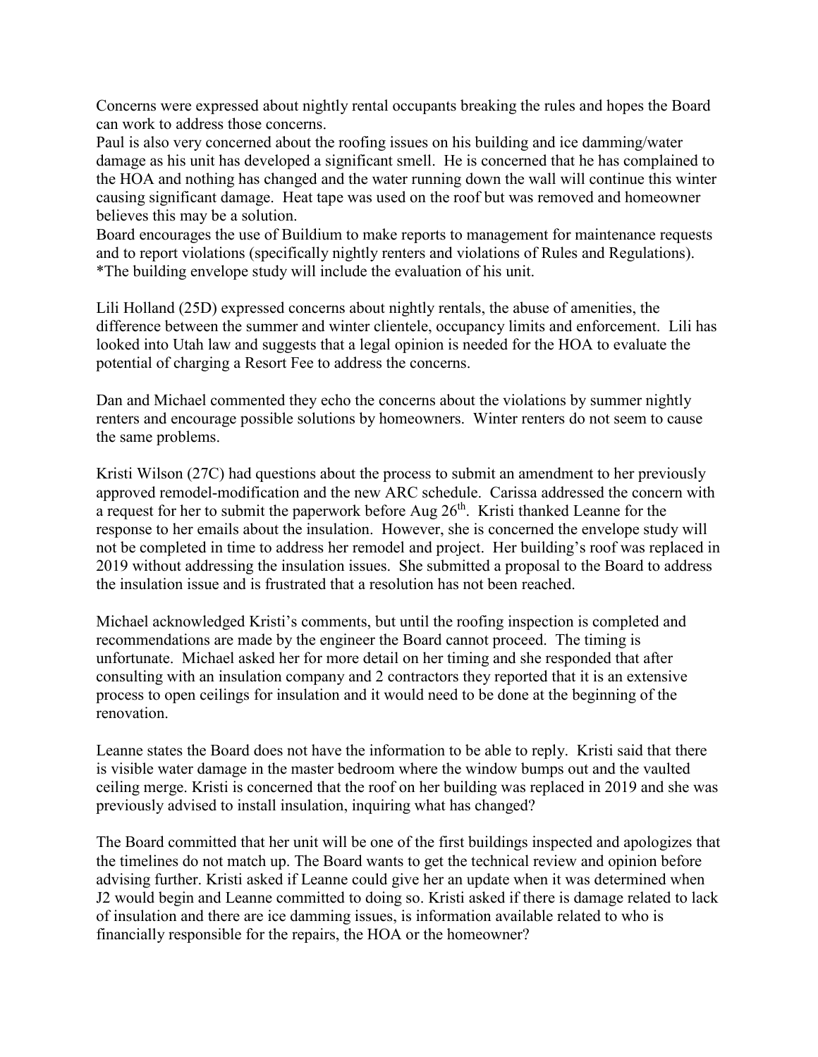Concerns were expressed about nightly rental occupants breaking the rules and hopes the Board can work to address those concerns.
Paul is also very concerned about the roofing issues on his building and ice damming/water damage as his unit has developed a significant smell. He is concerned that he has complained to the HOA and nothing has changed and the water running down the wall will continue this winter causing significant damage. Heat tape was used on the roof but was removed and homeowner believes this may be a solution.
Board encourages the use of Buildium to make reports to management for maintenance requests and to report violations (specifically nightly renters and violations of Rules and Regulations).
*The building envelope study will include the evaluation of his unit.

Lili Holland (25D) expressed concerns about nightly rentals, the abuse of amenities, the difference between the summer and winter clientele, occupancy limits and enforcement. Lili has looked into Utah law and suggests that a legal opinion is needed for the HOA to evaluate the potential of charging a Resort Fee to address the concerns.

Dan and Michael commented they echo the concerns about the violations by summer nightly renters and encourage possible solutions by homeowners. Winter renters do not seem to cause the same problems.

Kristi Wilson (27C) had questions about the process to submit an amendment to her previously approved remodel-modification and the new ARC schedule. Carissa addressed the concern with a request for her to submit the paperwork before Aug 26th. Kristi thanked Leanne for the response to her emails about the insulation. However, she is concerned the envelope study will not be completed in time to address her remodel and project. Her building's roof was replaced in 2019 without addressing the insulation issues. She submitted a proposal to the Board to address the insulation issue and is frustrated that a resolution has not been reached.

Michael acknowledged Kristi's comments, but until the roofing inspection is completed and recommendations are made by the engineer the Board cannot proceed. The timing is unfortunate. Michael asked her for more detail on her timing and she responded that after consulting with an insulation company and 2 contractors they reported that it is an extensive process to open ceilings for insulation and it would need to be done at the beginning of the renovation.

Leanne states the Board does not have the information to be able to reply. Kristi said that there is visible water damage in the master bedroom where the window bumps out and the vaulted ceiling merge. Kristi is concerned that the roof on her building was replaced in 2019 and she was previously advised to install insulation, inquiring what has changed?

The Board committed that her unit will be one of the first buildings inspected and apologizes that the timelines do not match up. The Board wants to get the technical review and opinion before advising further. Kristi asked if Leanne could give her an update when it was determined when J2 would begin and Leanne committed to doing so. Kristi asked if there is damage related to lack of insulation and there are ice damming issues, is information available related to who is financially responsible for the repairs, the HOA or the homeowner?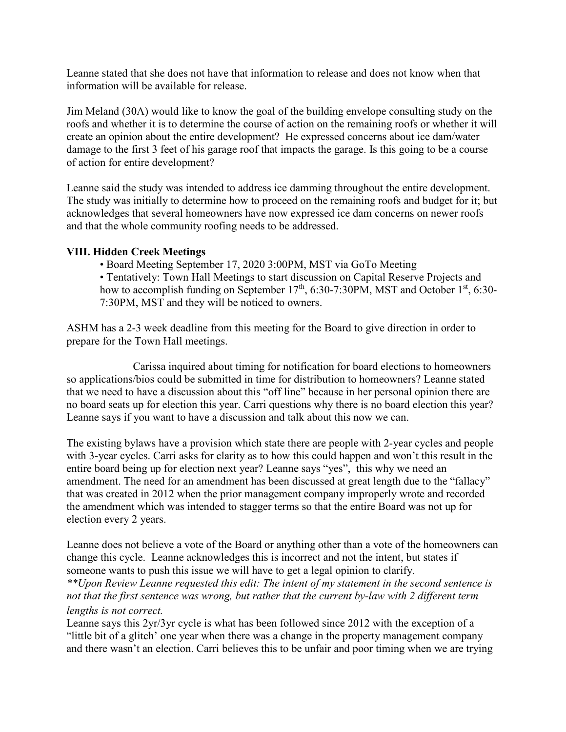Leanne stated that she does not have that information to release and does not know when that information will be available for release.

Jim Meland (30A) would like to know the goal of the building envelope consulting study on the roofs and whether it is to determine the course of action on the remaining roofs or whether it will create an opinion about the entire development? He expressed concerns about ice dam/water damage to the first 3 feet of his garage roof that impacts the garage. Is this going to be a course of action for entire development?

Leanne said the study was intended to address ice damming throughout the entire development. The study was initially to determine how to proceed on the remaining roofs and budget for it; but acknowledges that several homeowners have now expressed ice dam concerns on newer roofs and that the whole community roofing needs to be addressed.

### VIII. Hidden Creek Meetings

- Board Meeting September 17, 2020 3:00PM, MST via GoTo Meeting
- Tentatively: Town Hall Meetings to start discussion on Capital Reserve Projects and how to accomplish funding on September 17th, 6:30-7:30PM, MST and October 1st, 6:30-7:30PM, MST and they will be noticed to owners.

ASHM has a 2-3 week deadline from this meeting for the Board to give direction in order to prepare for the Town Hall meetings.

Carissa inquired about timing for notification for board elections to homeowners so applications/bios could be submitted in time for distribution to homeowners? Leanne stated that we need to have a discussion about this "off line" because in her personal opinion there are no board seats up for election this year. Carri questions why there is no board election this year? Leanne says if you want to have a discussion and talk about this now we can.

The existing bylaws have a provision which state there are people with 2-year cycles and people with 3-year cycles. Carri asks for clarity as to how this could happen and won't this result in the entire board being up for election next year? Leanne says "yes", this why we need an amendment. The need for an amendment has been discussed at great length due to the "fallacy" that was created in 2012 when the prior management company improperly wrote and recorded the amendment which was intended to stagger terms so that the entire Board was not up for election every 2 years.

Leanne does not believe a vote of the Board or anything other than a vote of the homeowners can change this cycle. Leanne acknowledges this is incorrect and not the intent, but states if someone wants to push this issue we will have to get a legal opinion to clarify.
*\*\*Upon Review Leanne requested this edit: The intent of my statement in the second sentence is not that the first sentence was wrong, but rather that the current by-law with 2 different term lengths is not correct.*
Leanne says this 2yr/3yr cycle is what has been followed since 2012 with the exception of a "little bit of a glitch' one year when there was a change in the property management company and there wasn't an election. Carri believes this to be unfair and poor timing when we are trying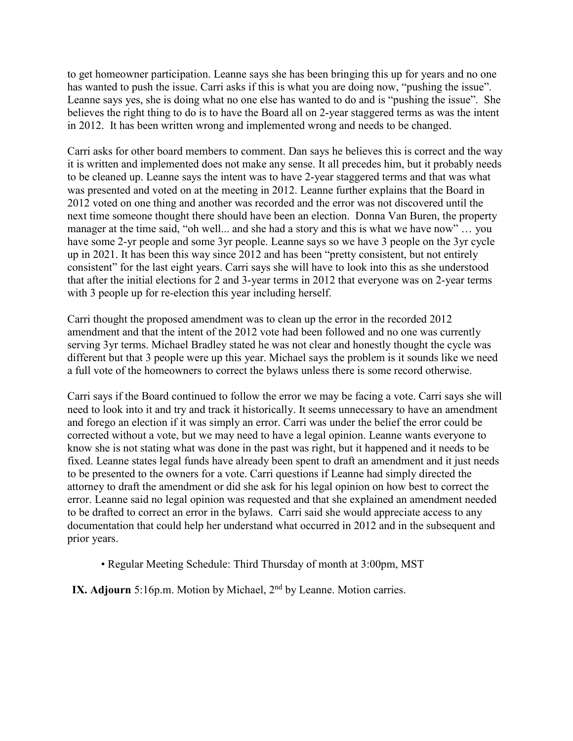to get homeowner participation. Leanne says she has been bringing this up for years and no one has wanted to push the issue. Carri asks if this is what you are doing now, "pushing the issue". Leanne says yes, she is doing what no one else has wanted to do and is "pushing the issue". She believes the right thing to do is to have the Board all on 2-year staggered terms as was the intent in 2012. It has been written wrong and implemented wrong and needs to be changed.

Carri asks for other board members to comment. Dan says he believes this is correct and the way it is written and implemented does not make any sense. It all precedes him, but it probably needs to be cleaned up. Leanne says the intent was to have 2-year staggered terms and that was what was presented and voted on at the meeting in 2012. Leanne further explains that the Board in 2012 voted on one thing and another was recorded and the error was not discovered until the next time someone thought there should have been an election. Donna Van Buren, the property manager at the time said, "oh well... and she had a story and this is what we have now" … you have some 2-yr people and some 3yr people. Leanne says so we have 3 people on the 3yr cycle up in 2021. It has been this way since 2012 and has been "pretty consistent, but not entirely consistent" for the last eight years. Carri says she will have to look into this as she understood that after the initial elections for 2 and 3-year terms in 2012 that everyone was on 2-year terms with 3 people up for re-election this year including herself.

Carri thought the proposed amendment was to clean up the error in the recorded 2012 amendment and that the intent of the 2012 vote had been followed and no one was currently serving 3yr terms. Michael Bradley stated he was not clear and honestly thought the cycle was different but that 3 people were up this year. Michael says the problem is it sounds like we need a full vote of the homeowners to correct the bylaws unless there is some record otherwise.

Carri says if the Board continued to follow the error we may be facing a vote. Carri says she will need to look into it and try and track it historically. It seems unnecessary to have an amendment and forego an election if it was simply an error. Carri was under the belief the error could be corrected without a vote, but we may need to have a legal opinion. Leanne wants everyone to know she is not stating what was done in the past was right, but it happened and it needs to be fixed. Leanne states legal funds have already been spent to draft an amendment and it just needs to be presented to the owners for a vote. Carri questions if Leanne had simply directed the attorney to draft the amendment or did she ask for his legal opinion on how best to correct the error. Leanne said no legal opinion was requested and that she explained an amendment needed to be drafted to correct an error in the bylaws. Carri said she would appreciate access to any documentation that could help her understand what occurred in 2012 and in the subsequent and prior years.

- Regular Meeting Schedule: Third Thursday of month at 3:00pm, MST

**IX. Adjourn** 5:16p.m. Motion by Michael, 2nd by Leanne. Motion carries.